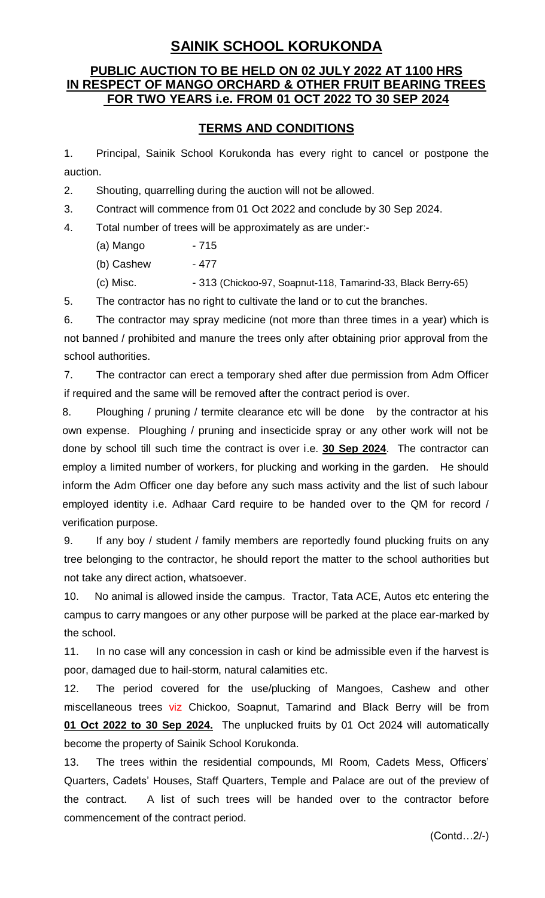# SAINIK SCHOOL KORUKONDA

## PUBLIC AUCTION TO BE HELD ON 02 JULY 2022 AT 1100 HRS IN RESPECT OF MANGO ORCHARD & OTHER FRUIT BEARING TREES FOR TWO YEARS i.e. FROM 01 OCT 2022 TO 30 SEP 2024

## TERMS AND CONDITIONS

1. Principal, Sainik School Korukonda has every right to cancel or postpone the auction.

2. Shouting, quarrelling during the auction will not be allowed.

3. Contract will commence from 01 Oct 2022 and conclude by 30 Sep 2024.

4. Total number of trees will be approximately as are under:-

   (a) Mango - 715

   (b) Cashew - 477

   (c) Misc. - 313 (Chickoo-97, Soapnut-118, Tamarind-33, Black Berry-65)

5. The contractor has no right to cultivate the land or to cut the branches.

6. The contractor may spray medicine (not more than three times in a year) which is not banned / prohibited and manure the trees only after obtaining prior approval from the school authorities.

7. The contractor can erect a temporary shed after due permission from Adm Officer if required and the same will be removed after the contract period is over.

8. Ploughing / pruning / termite clearance etc will be done by the contractor at his own expense. Ploughing / pruning and insecticide spray or any other work will not be done by school till such time the contract is over i.e. **30 Sep 2024**. The contractor can employ a limited number of workers, for plucking and working in the garden. He should inform the Adm Officer one day before any such mass activity and the list of such labour employed identity i.e. Adhaar Card require to be handed over to the QM for record / verification purpose.

9. If any boy / student / family members are reportedly found plucking fruits on any tree belonging to the contractor, he should report the matter to the school authorities but not take any direct action, whatsoever.

10. No animal is allowed inside the campus. Tractor, Tata ACE, Autos etc entering the campus to carry mangoes or any other purpose will be parked at the place ear-marked by the school.

11. In no case will any concession in cash or kind be admissible even if the harvest is poor, damaged due to hail-storm, natural calamities etc.

12. The period covered for the use/plucking of Mangoes, Cashew and other miscellaneous trees viz Chickoo, Soapnut, Tamarind and Black Berry will be from **01 Oct 2022 to 30 Sep 2024.** The unplucked fruits by 01 Oct 2024 will automatically become the property of Sainik School Korukonda.

13. The trees within the residential compounds, MI Room, Cadets Mess, Officers' Quarters, Cadets' Houses, Staff Quarters, Temple and Palace are out of the preview of the contract. A list of such trees will be handed over to the contractor before commencement of the contract period.

(Contd…2/-)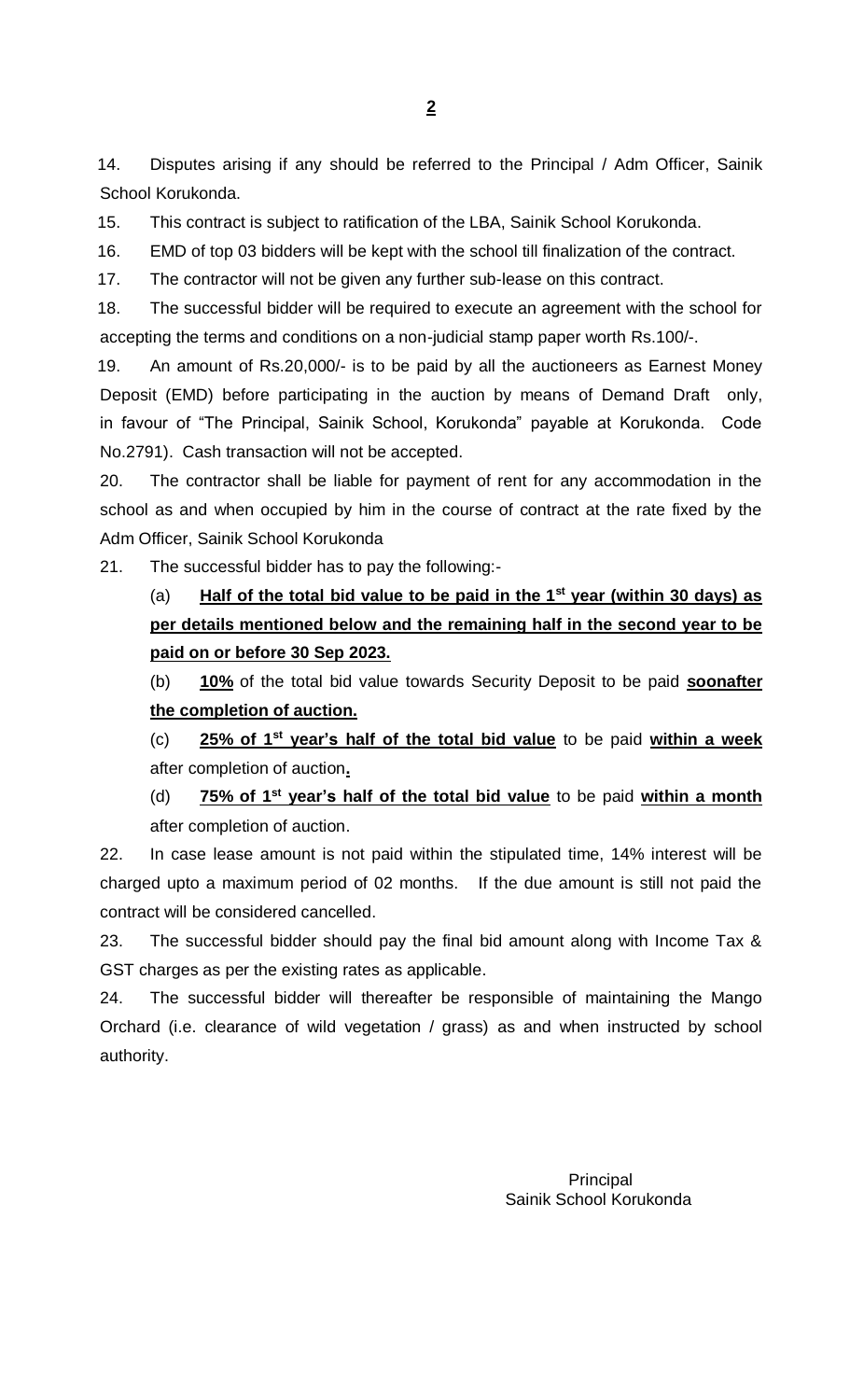14. Disputes arising if any should be referred to the Principal / Adm Officer, Sainik School Korukonda.

15. This contract is subject to ratification of the LBA, Sainik School Korukonda.

16. EMD of top 03 bidders will be kept with the school till finalization of the contract.

17. The contractor will not be given any further sub-lease on this contract.

18. The successful bidder will be required to execute an agreement with the school for accepting the terms and conditions on a non-judicial stamp paper worth Rs.100/-.

19. An amount of Rs.20,000/- is to be paid by all the auctioneers as Earnest Money Deposit (EMD) before participating in the auction by means of Demand Draft only, in favour of "The Principal, Sainik School, Korukonda" payable at Korukonda. Code No.2791). Cash transaction will not be accepted.

20. The contractor shall be liable for payment of rent for any accommodation in the school as and when occupied by him in the course of contract at the rate fixed by the Adm Officer, Sainik School Korukonda

21. The successful bidder has to pay the following:-

(a) **Half of the total bid value to be paid in the 1st year (within 30 days) as per details mentioned below and the remaining half in the second year to be paid on or before 30 Sep 2023.**

(b) **10%** of the total bid value towards Security Deposit to be paid **soonafter the completion of auction.**

(c) **25% of 1st year's half of the total bid value** to be paid **within a week** after completion of auction.

(d) **75% of 1st year's half of the total bid value** to be paid **within a month** after completion of auction.

22. In case lease amount is not paid within the stipulated time, 14% interest will be charged upto a maximum period of 02 months. If the due amount is still not paid the contract will be considered cancelled.

23. The successful bidder should pay the final bid amount along with Income Tax & GST charges as per the existing rates as applicable.

24. The successful bidder will thereafter be responsible of maintaining the Mango Orchard (i.e. clearance of wild vegetation / grass) as and when instructed by school authority.

Principal
Sainik School Korukonda